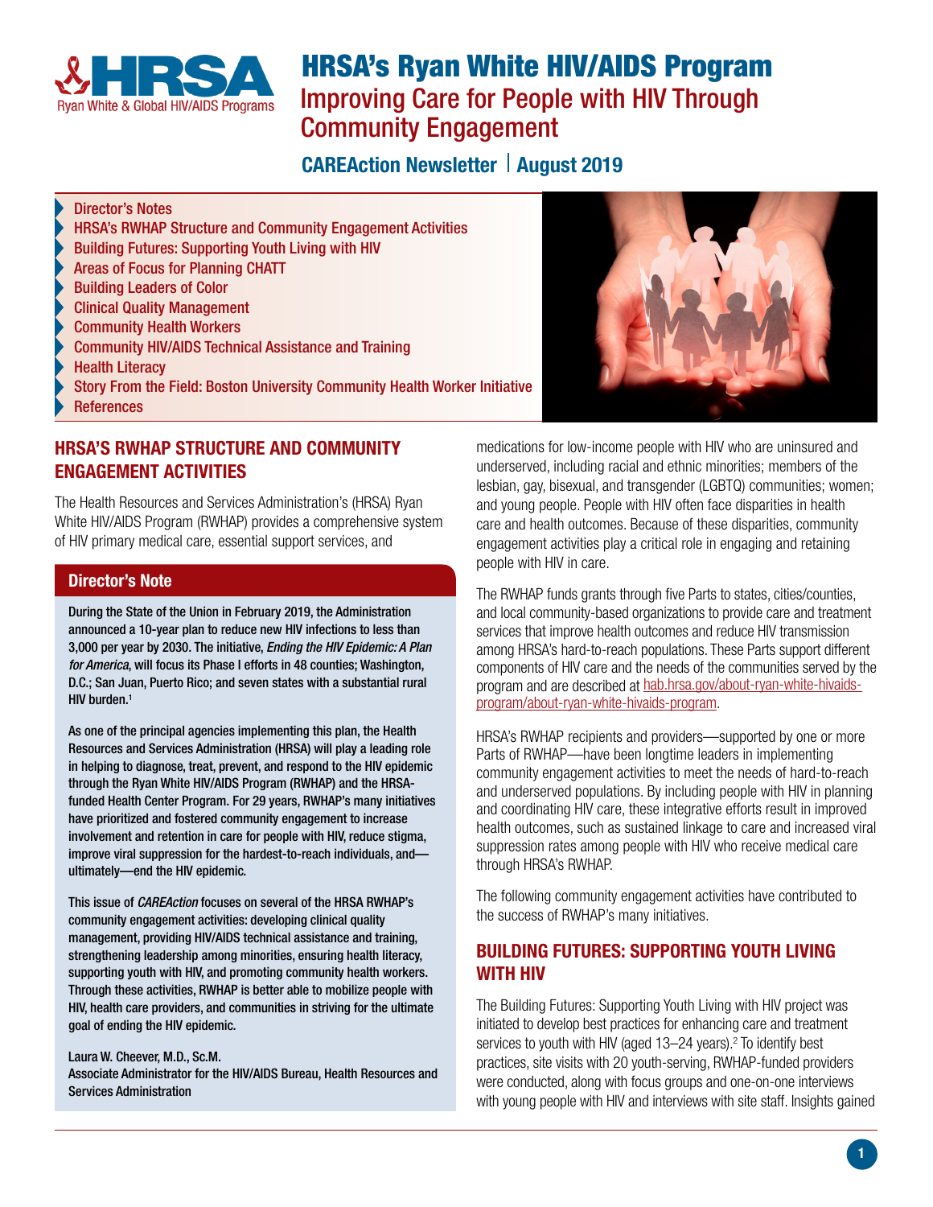# HRSA's Ryan White HIV/AIDS Program

## Improving Care for People with HIV Through Community Engagement

**CAREAction Newsletter | August 2019**

- Director's Notes
- HRSA's RWHAP Structure and Community Engagement Activities
- Building Futures: Supporting Youth Living with HIV
- Areas of Focus for Planning CHATT
- Building Leaders of Color
- Clinical Quality Management
- Community Health Workers
- Community HIV/AIDS Technical Assistance and Training
- Health Literacy
- Story From the Field: Boston University Community Health Worker Initiative
- References

## HRSA'S RWHAP STRUCTURE AND COMMUNITY ENGAGEMENT ACTIVITIES

The Health Resources and Services Administration's (HRSA) Ryan White HIV/AIDS Program (RWHAP) provides a comprehensive system of HIV primary medical care, essential support services, and medications for low-income people with HIV who are uninsured and underserved, including racial and ethnic minorities; members of the lesbian, gay, bisexual, and transgender (LGBTQ) communities; women; and young people. People with HIV often face disparities in health care and health outcomes. Because of these disparities, community engagement activities play a critical role in engaging and retaining people with HIV in care.

### Director's Note

**During the State of the Union in February 2019, the Administration announced a 10-year plan to reduce new HIV infections to less than 3,000 per year by 2030. The initiative, *Ending the HIV Epidemic: A Plan for America*, will focus its Phase I efforts in 48 counties; Washington, D.C.; San Juan, Puerto Rico; and seven states with a substantial rural HIV burden.[1]**

**As one of the principal agencies implementing this plan, the Health Resources and Services Administration (HRSA) will play a leading role in helping to diagnose, treat, prevent, and respond to the HIV epidemic through the Ryan White HIV/AIDS Program (RWHAP) and the HRSA-funded Health Center Program. For 29 years, RWHAP's many initiatives have prioritized and fostered community engagement to increase involvement and retention in care for people with HIV, reduce stigma, improve viral suppression for the hardest-to-reach individuals, and—ultimately—end the HIV epidemic.**

**This issue of *CAREAction* focuses on several of the HRSA RWHAP's community engagement activities: developing clinical quality management, providing HIV/AIDS technical assistance and training, strengthening leadership among minorities, ensuring health literacy, supporting youth with HIV, and promoting community health workers. Through these activities, RWHAP is better able to mobilize people with HIV, health care providers, and communities in striving for the ultimate goal of ending the HIV epidemic.**

**Laura W. Cheever, M.D., Sc.M.**
**Associate Administrator for the HIV/AIDS Bureau, Health Resources and Services Administration**

The RWHAP funds grants through five Parts to states, cities/counties, and local community-based organizations to provide care and treatment services that improve health outcomes and reduce HIV transmission among HRSA's hard-to-reach populations. These Parts support different components of HIV care and the needs of the communities served by the program and are described at hab.hrsa.gov/about-ryan-white-hivaids-program/about-ryan-white-hivaids-program.

HRSA's RWHAP recipients and providers—supported by one or more Parts of RWHAP—have been longtime leaders in implementing community engagement activities to meet the needs of hard-to-reach and underserved populations. By including people with HIV in planning and coordinating HIV care, these integrative efforts result in improved health outcomes, such as sustained linkage to care and increased viral suppression rates among people with HIV who receive medical care through HRSA's RWHAP.

The following community engagement activities have contributed to the success of RWHAP's many initiatives.

## BUILDING FUTURES: SUPPORTING YOUTH LIVING WITH HIV

The Building Futures: Supporting Youth Living with HIV project was initiated to develop best practices for enhancing care and treatment services to youth with HIV (aged 13–24 years).[2] To identify best practices, site visits with 20 youth-serving, RWHAP-funded providers were conducted, along with focus groups and one-on-one interviews with young people with HIV and interviews with site staff. Insights gained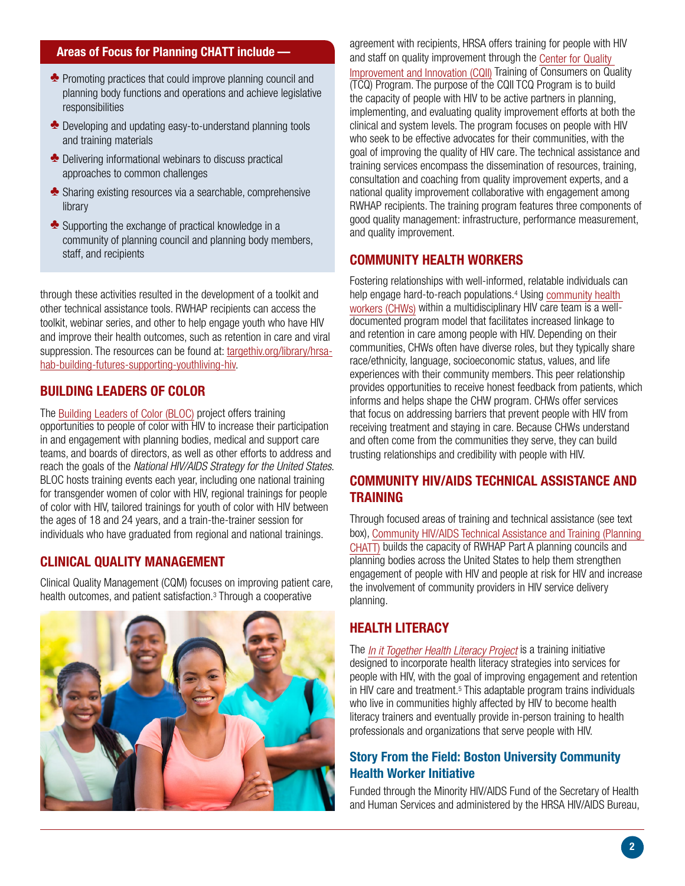**Areas of Focus for Planning CHATT include —**

- Promoting practices that could improve planning council and planning body functions and operations and achieve legislative responsibilities
- Developing and updating easy-to-understand planning tools and training materials
- Delivering informational webinars to discuss practical approaches to common challenges
- Sharing existing resources via a searchable, comprehensive library
- Supporting the exchange of practical knowledge in a community of planning council and planning body members, staff, and recipients

through these activities resulted in the development of a toolkit and other technical assistance tools. RWHAP recipients can access the toolkit, webinar series, and other to help engage youth who have HIV and improve their health outcomes, such as retention in care and viral suppression. The resources can be found at: targethiv.org/library/hrsa-hab-building-futures-supporting-youthliving-hiv.

## BUILDING LEADERS OF COLOR

The Building Leaders of Color (BLOC) project offers training opportunities to people of color with HIV to increase their participation in and engagement with planning bodies, medical and support care teams, and boards of directors, as well as other efforts to address and reach the goals of the *National HIV/AIDS Strategy for the United States*. BLOC hosts training events each year, including one national training for transgender women of color with HIV, regional trainings for people of color with HIV, tailored trainings for youth of color with HIV between the ages of 18 and 24 years, and a train-the-trainer session for individuals who have graduated from regional and national trainings.

## CLINICAL QUALITY MANAGEMENT

Clinical Quality Management (CQM) focuses on improving patient care, health outcomes, and patient satisfaction.[3] Through a cooperative agreement with recipients, HRSA offers training for people with HIV and staff on quality improvement through the Center for Quality Improvement and Innovation (CQII) Training of Consumers on Quality (TCQ) Program. The purpose of the CQII TCQ Program is to build the capacity of people with HIV to be active partners in planning, implementing, and evaluating quality improvement efforts at both the clinical and system levels. The program focuses on people with HIV who seek to be effective advocates for their communities, with the goal of improving the quality of HIV care. The technical assistance and training services encompass the dissemination of resources, training, consultation and coaching from quality improvement experts, and a national quality improvement collaborative with engagement among RWHAP recipients. The training program features three components of good quality management: infrastructure, performance measurement, and quality improvement.

## COMMUNITY HEALTH WORKERS

Fostering relationships with well-informed, relatable individuals can help engage hard-to-reach populations.[4] Using community health workers (CHWs) within a multidisciplinary HIV care team is a well-documented program model that facilitates increased linkage to and retention in care among people with HIV. Depending on their communities, CHWs often have diverse roles, but they typically share race/ethnicity, language, socioeconomic status, values, and life experiences with their community members. This peer relationship provides opportunities to receive honest feedback from patients, which informs and helps shape the CHW program. CHWs offer services that focus on addressing barriers that prevent people with HIV from receiving treatment and staying in care. Because CHWs understand and often come from the communities they serve, they can build trusting relationships and credibility with people with HIV.

## COMMUNITY HIV/AIDS TECHNICAL ASSISTANCE AND TRAINING

Through focused areas of training and technical assistance (see text box), Community HIV/AIDS Technical Assistance and Training (Planning CHATT) builds the capacity of RWHAP Part A planning councils and planning bodies across the United States to help them strengthen engagement of people with HIV and people at risk for HIV and increase the involvement of community providers in HIV service delivery planning.

## HEALTH LITERACY

The *In it Together Health Literacy Project* is a training initiative designed to incorporate health literacy strategies into services for people with HIV, with the goal of improving engagement and retention in HIV care and treatment.[5] This adaptable program trains individuals who live in communities highly affected by HIV to become health literacy trainers and eventually provide in-person training to health professionals and organizations that serve people with HIV.

### Story From the Field: Boston University Community Health Worker Initiative

Funded through the Minority HIV/AIDS Fund of the Secretary of Health and Human Services and administered by the HRSA HIV/AIDS Bureau,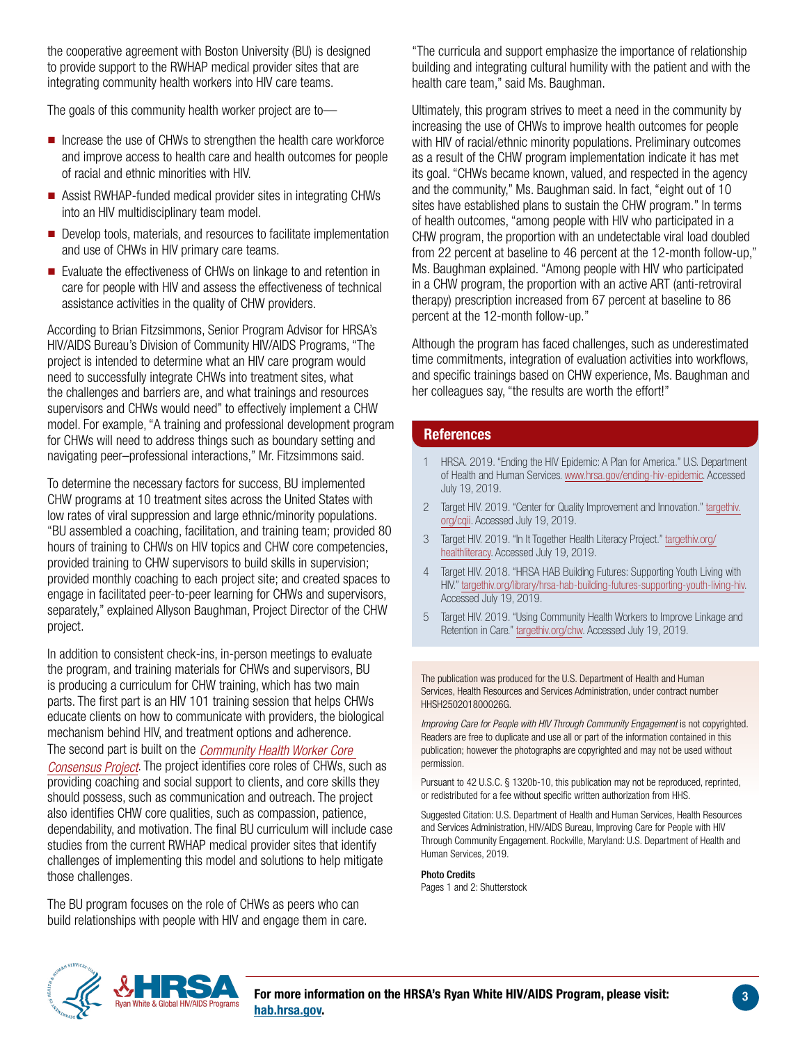the cooperative agreement with Boston University (BU) is designed to provide support to the RWHAP medical provider sites that are integrating community health workers into HIV care teams.

The goals of this community health worker project are to—

- Increase the use of CHWs to strengthen the health care workforce and improve access to health care and health outcomes for people of racial and ethnic minorities with HIV.
- Assist RWHAP-funded medical provider sites in integrating CHWs into an HIV multidisciplinary team model.
- Develop tools, materials, and resources to facilitate implementation and use of CHWs in HIV primary care teams.
- Evaluate the effectiveness of CHWs on linkage to and retention in care for people with HIV and assess the effectiveness of technical assistance activities in the quality of CHW providers.

According to Brian Fitzsimmons, Senior Program Advisor for HRSA's HIV/AIDS Bureau's Division of Community HIV/AIDS Programs, "The project is intended to determine what an HIV care program would need to successfully integrate CHWs into treatment sites, what the challenges and barriers are, and what trainings and resources supervisors and CHWs would need" to effectively implement a CHW model. For example, "A training and professional development program for CHWs will need to address things such as boundary setting and navigating peer–professional interactions," Mr. Fitzsimmons said.

To determine the necessary factors for success, BU implemented CHW programs at 10 treatment sites across the United States with low rates of viral suppression and large ethnic/minority populations. "BU assembled a coaching, facilitation, and training team; provided 80 hours of training to CHWs on HIV topics and CHW core competencies, provided training to CHW supervisors to build skills in supervision; provided monthly coaching to each project site; and created spaces to engage in facilitated peer-to-peer learning for CHWs and supervisors, separately," explained Allyson Baughman, Project Director of the CHW project.

In addition to consistent check-ins, in-person meetings to evaluate the program, and training materials for CHWs and supervisors, BU is producing a curriculum for CHW training, which has two main parts. The first part is an HIV 101 training session that helps CHWs educate clients on how to communicate with providers, the biological mechanism behind HIV, and treatment options and adherence. The second part is built on the *Community Health Worker Core Consensus Project*. The project identifies core roles of CHWs, such as providing coaching and social support to clients, and core skills they should possess, such as communication and outreach. The project also identifies CHW core qualities, such as compassion, patience, dependability, and motivation. The final BU curriculum will include case studies from the current RWHAP medical provider sites that identify challenges of implementing this model and solutions to help mitigate those challenges.

The BU program focuses on the role of CHWs as peers who can build relationships with people with HIV and engage them in care. "The curricula and support emphasize the importance of relationship building and integrating cultural humility with the patient and with the health care team," said Ms. Baughman.

Ultimately, this program strives to meet a need in the community by increasing the use of CHWs to improve health outcomes for people with HIV of racial/ethnic minority populations. Preliminary outcomes as a result of the CHW program implementation indicate it has met its goal. "CHWs became known, valued, and respected in the agency and the community," Ms. Baughman said. In fact, "eight out of 10 sites have established plans to sustain the CHW program." In terms of health outcomes, "among people with HIV who participated in a CHW program, the proportion with an undetectable viral load doubled from 22 percent at baseline to 46 percent at the 12-month follow-up," Ms. Baughman explained. "Among people with HIV who participated in a CHW program, the proportion with an active ART (anti-retroviral therapy) prescription increased from 67 percent at baseline to 86 percent at the 12-month follow-up."

Although the program has faced challenges, such as underestimated time commitments, integration of evaluation activities into workflows, and specific trainings based on CHW experience, Ms. Baughman and her colleagues say, "the results are worth the effort!"

## References

1. HRSA. 2019. "Ending the HIV Epidemic: A Plan for America." U.S. Department of Health and Human Services. www.hrsa.gov/ending-hiv-epidemic. Accessed July 19, 2019.
2. Target HIV. 2019. "Center for Quality Improvement and Innovation." targethiv.org/cqii. Accessed July 19, 2019.
3. Target HIV. 2019. "In It Together Health Literacy Project." targethiv.org/healthliteracy. Accessed July 19, 2019.
4. Target HIV. 2018. "HRSA HAB Building Futures: Supporting Youth Living with HIV." targethiv.org/library/hrsa-hab-building-futures-supporting-youth-living-hiv. Accessed July 19, 2019.
5. Target HIV. 2019. "Using Community Health Workers to Improve Linkage and Retention in Care." targethiv.org/chw. Accessed July 19, 2019.

The publication was produced for the U.S. Department of Health and Human Services, Health Resources and Services Administration, under contract number HHSH250201800026G.

*Improving Care for People with HIV Through Community Engagement* is not copyrighted. Readers are free to duplicate and use all or part of the information contained in this publication; however the photographs are copyrighted and may not be used without permission.

Pursuant to 42 U.S.C. § 1320b-10, this publication may not be reproduced, reprinted, or redistributed for a fee without specific written authorization from HHS.

Suggested Citation: U.S. Department of Health and Human Services, Health Resources and Services Administration, HIV/AIDS Bureau, Improving Care for People with HIV Through Community Engagement. Rockville, Maryland: U.S. Department of Health and Human Services, 2019.

**Photo Credits**
Pages 1 and 2: Shutterstock

**For more information on the HRSA's Ryan White HIV/AIDS Program, please visit: hab.hrsa.gov.**